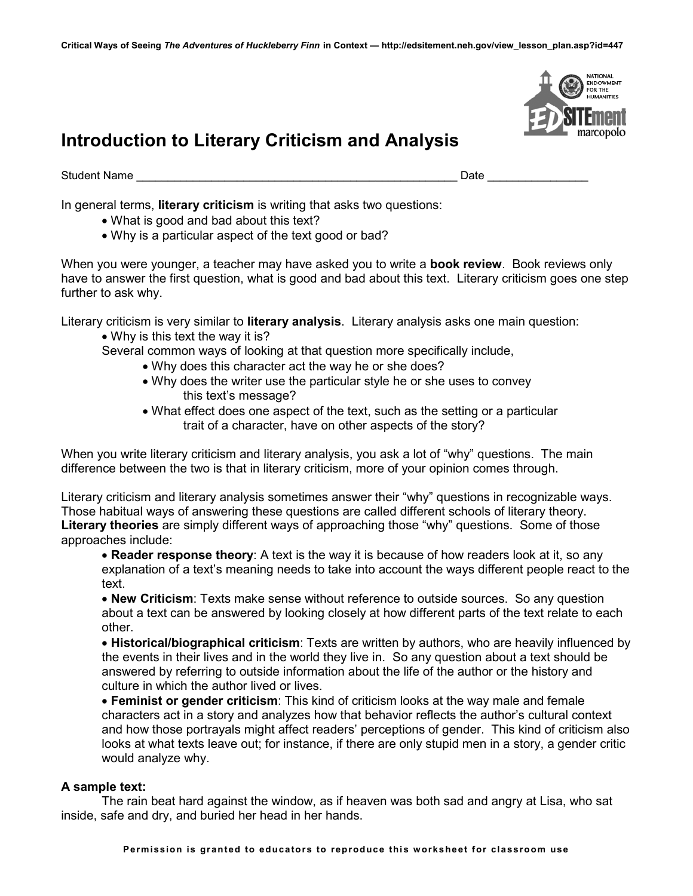# Introduction to Literary Criticism and Analysis

Student Name ____________________________________________________ Date _______________

In general terms, **literary criticism** is writing that asks two questions:

- What is good and bad about this text?
- Why is a particular aspect of the text good or bad?

When you were younger, a teacher may have asked you to write a **book review**. Book reviews only have to answer the first question, what is good and bad about this text. Literary criticism goes one step further to ask why.

Literary criticism is very similar to **literary analysis**. Literary analysis asks one main question:

- Why is this text the way it is?

Several common ways of looking at that question more specifically include,

- Why does this character act the way he or she does?
- Why does the writer use the particular style he or she uses to convey this text's message?
- What effect does one aspect of the text, such as the setting or a particular trait of a character, have on other aspects of the story?

When you write literary criticism and literary analysis, you ask a lot of "why" questions. The main difference between the two is that in literary criticism, more of your opinion comes through.

Literary criticism and literary analysis sometimes answer their "why" questions in recognizable ways. Those habitual ways of answering these questions are called different schools of literary theory. **Literary theories** are simply different ways of approaching those "why" questions. Some of those approaches include:

- **Reader response theory**: A text is the way it is because of how readers look at it, so any explanation of a text's meaning needs to take into account the ways different people react to the text.
- **New Criticism**: Texts make sense without reference to outside sources. So any question about a text can be answered by looking closely at how different parts of the text relate to each other.
- **Historical/biographical criticism**: Texts are written by authors, who are heavily influenced by the events in their lives and in the world they live in. So any question about a text should be answered by referring to outside information about the life of the author or the history and culture in which the author lived or lives.
- **Feminist or gender criticism**: This kind of criticism looks at the way male and female characters act in a story and analyzes how that behavior reflects the author's cultural context and how those portrayals might affect readers' perceptions of gender. This kind of criticism also looks at what texts leave out; for instance, if there are only stupid men in a story, a gender critic would analyze why.

**A sample text:**

The rain beat hard against the window, as if heaven was both sad and angry at Lisa, who sat inside, safe and dry, and buried her head in her hands.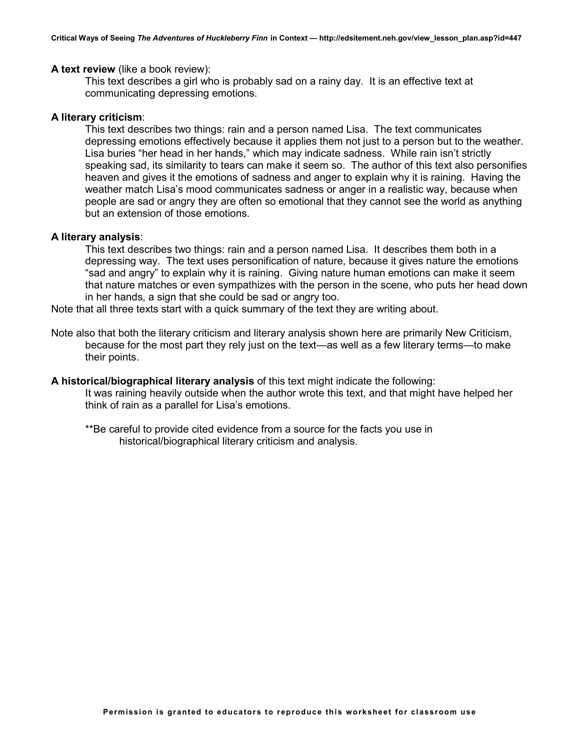**A text review** (like a book review):

This text describes a girl who is probably sad on a rainy day. It is an effective text at communicating depressing emotions.

**A literary criticism**:

This text describes two things: rain and a person named Lisa. The text communicates depressing emotions effectively because it applies them not just to a person but to the weather. Lisa buries "her head in her hands," which may indicate sadness. While rain isn't strictly speaking sad, its similarity to tears can make it seem so. The author of this text also personifies heaven and gives it the emotions of sadness and anger to explain why it is raining. Having the weather match Lisa's mood communicates sadness or anger in a realistic way, because when people are sad or angry they are often so emotional that they cannot see the world as anything but an extension of those emotions.

**A literary analysis**:

This text describes two things: rain and a person named Lisa. It describes them both in a depressing way. The text uses personification of nature, because it gives nature the emotions "sad and angry" to explain why it is raining. Giving nature human emotions can make it seem that nature matches or even sympathizes with the person in the scene, who puts her head down in her hands, a sign that she could be sad or angry too.

Note that all three texts start with a quick summary of the text they are writing about.

Note also that both the literary criticism and literary analysis shown here are primarily New Criticism, because for the most part they rely just on the text—as well as a few literary terms—to make their points.

**A historical/biographical literary analysis** of this text might indicate the following:

It was raining heavily outside when the author wrote this text, and that might have helped her think of rain as a parallel for Lisa's emotions.

**Be careful to provide cited evidence from a source for the facts you use in historical/biographical literary criticism and analysis.

Permission is granted to educators to reproduce this worksheet for classroom use